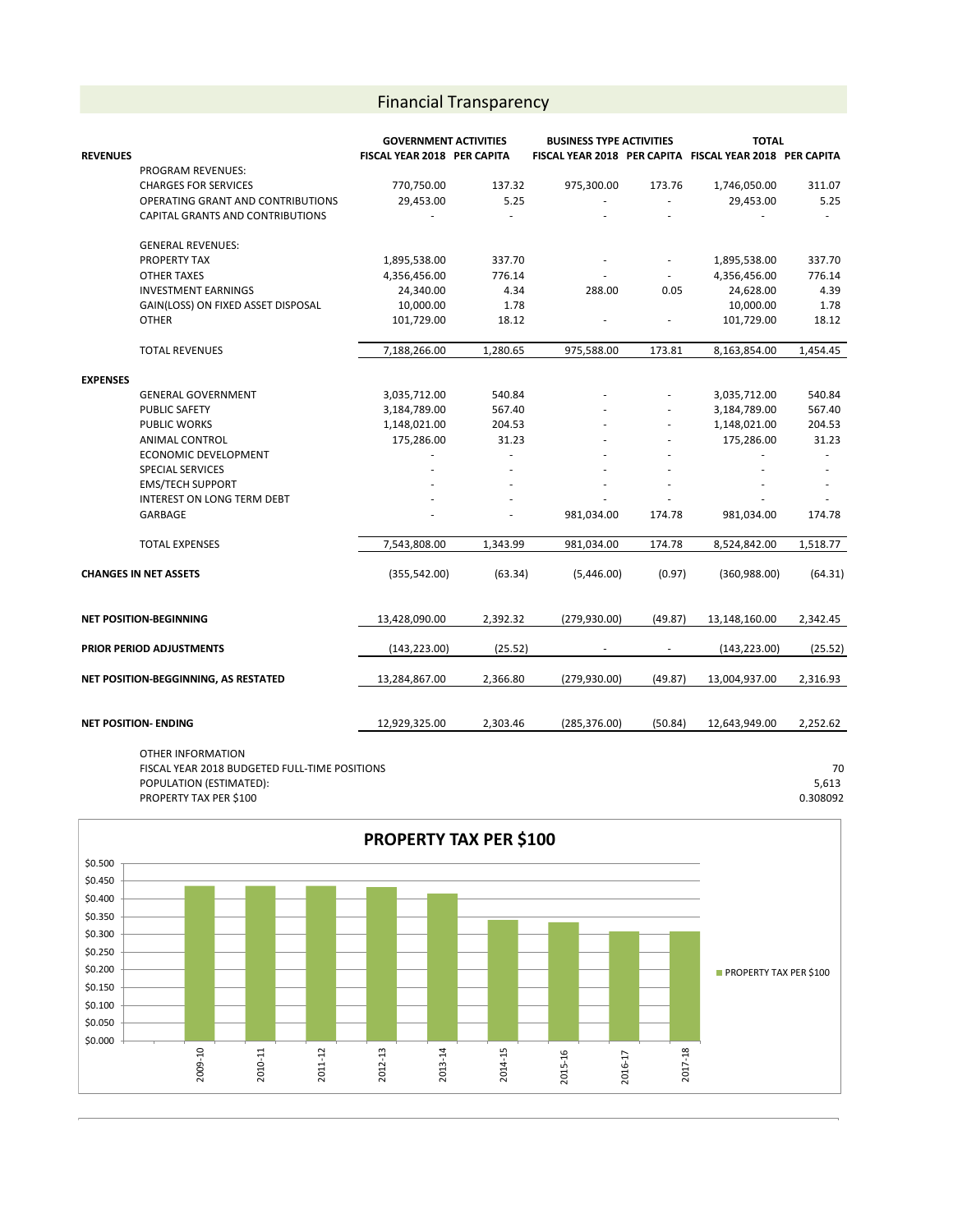# Financial Transparency

| REVENUES | GOVERNMENT ACTIVITIES FISCAL YEAR 2018 | PER CAPITA | BUSINESS TYPE ACTIVITIES FISCAL YEAR 2018 | PER CAPITA | TOTAL FISCAL YEAR 2018 | PER CAPITA |
|---|---|---|---|---|---|---|
| PROGRAM REVENUES: | | | | | | |
| CHARGES FOR SERVICES | 770,750.00 | 137.32 | 975,300.00 | 173.76 | 1,746,050.00 | 311.07 |
| OPERATING GRANT AND CONTRIBUTIONS | 29,453.00 | 5.25 | - | - | 29,453.00 | 5.25 |
| CAPITAL GRANTS AND CONTRIBUTIONS | - | - | - | - | - | - |
| GENERAL REVENUES: | | | | | | |
| PROPERTY TAX | 1,895,538.00 | 337.70 | - | - | 1,895,538.00 | 337.70 |
| OTHER TAXES | 4,356,456.00 | 776.14 | - | - | 4,356,456.00 | 776.14 |
| INVESTMENT EARNINGS | 24,340.00 | 4.34 | 288.00 | 0.05 | 24,628.00 | 4.39 |
| GAIN(LOSS) ON FIXED ASSET DISPOSAL | 10,000.00 | 1.78 | | | 10,000.00 | 1.78 |
| OTHER | 101,729.00 | 18.12 | - | - | 101,729.00 | 18.12 |
| TOTAL REVENUES | 7,188,266.00 | 1,280.65 | 975,588.00 | 173.81 | 8,163,854.00 | 1,454.45 |
| **EXPENSES** | | | | | | |
| GENERAL GOVERNMENT | 3,035,712.00 | 540.84 | - | - | 3,035,712.00 | 540.84 |
| PUBLIC SAFETY | 3,184,789.00 | 567.40 | - | - | 3,184,789.00 | 567.40 |
| PUBLIC WORKS | 1,148,021.00 | 204.53 | - | - | 1,148,021.00 | 204.53 |
| ANIMAL CONTROL | 175,286.00 | 31.23 | - | - | 175,286.00 | 31.23 |
| ECONOMIC DEVELOPMENT | - | - | - | - | - | - |
| SPECIAL SERVICES | - | - | - | - | - | - |
| EMS/TECH SUPPORT | - | - | - | - | - | - |
| INTEREST ON LONG TERM DEBT | - | - | - | - | - | - |
| GARBAGE | - | - | 981,034.00 | 174.78 | 981,034.00 | 174.78 |
| TOTAL EXPENSES | 7,543,808.00 | 1,343.99 | 981,034.00 | 174.78 | 8,524,842.00 | 1,518.77 |
| **CHANGES IN NET ASSETS** | (355,542.00) | (63.34) | (5,446.00) | (0.97) | (360,988.00) | (64.31) |
| **NET POSITION-BEGINNING** | 13,428,090.00 | 2,392.32 | (279,930.00) | (49.87) | 13,148,160.00 | 2,342.45 |
| **PRIOR PERIOD ADJUSTMENTS** | (143,223.00) | (25.52) | - | - | (143,223.00) | (25.52) |
| **NET POSITION-BEGGINNING, AS RESTATED** | 13,284,867.00 | 2,366.80 | (279,930.00) | (49.87) | 13,004,937.00 | 2,316.93 |
| **NET POSITION- ENDING** | 12,929,325.00 | 2,303.46 | (285,376.00) | (50.84) | 12,643,949.00 | 2,252.62 |

OTHER INFORMATION

| | |
|---|---|
| FISCAL YEAR 2018 BUDGETED FULL-TIME POSITIONS | 70 |
| POPULATION (ESTIMATED): | 5,613 |
| PROPERTY TAX PER $100 | 0.308092 |

**PROPERTY TAX PER $100**

| Year | PROPERTY TAX PER $100 |
|---|---|
| 2009-10 | ~$0.435 |
| 2010-11 | ~$0.435 |
| 2011-12 | ~$0.435 |
| 2012-13 | ~$0.432 |
| 2013-14 | ~$0.414 |
| 2014-15 | ~$0.341 |
| 2015-16 | ~$0.335 |
| 2016-17 | ~$0.308 |
| 2017-18 | ~$0.308 |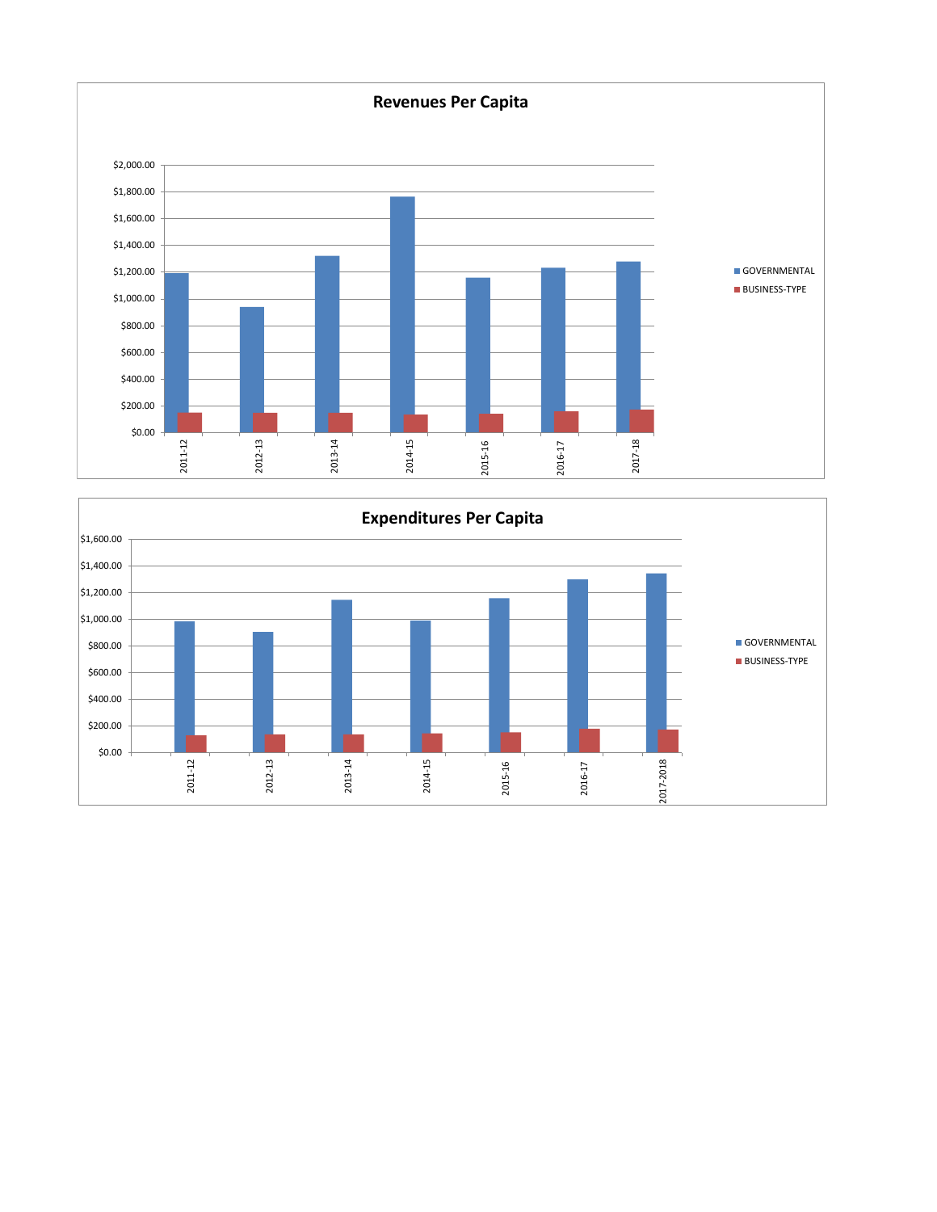## Revenues Per Capita

$2,000.00
$1,800.00
$1,600.00
$1,400.00
$1,200.00
$1,000.00
$800.00
$600.00
$400.00
$200.00
$0.00

2011-12
2012-13
2013-14
2014-15
2015-16
2016-17
2017-18

GOVERNMENTAL
BUSINESS-TYPE

## Expenditures Per Capita

$1,600.00
$1,400.00
$1,200.00
$1,000.00
$800.00
$600.00
$400.00
$200.00
$0.00

2011-12
2012-13
2013-14
2014-15
2015-16
2016-17
2017-2018

GOVERNMENTAL
BUSINESS-TYPE